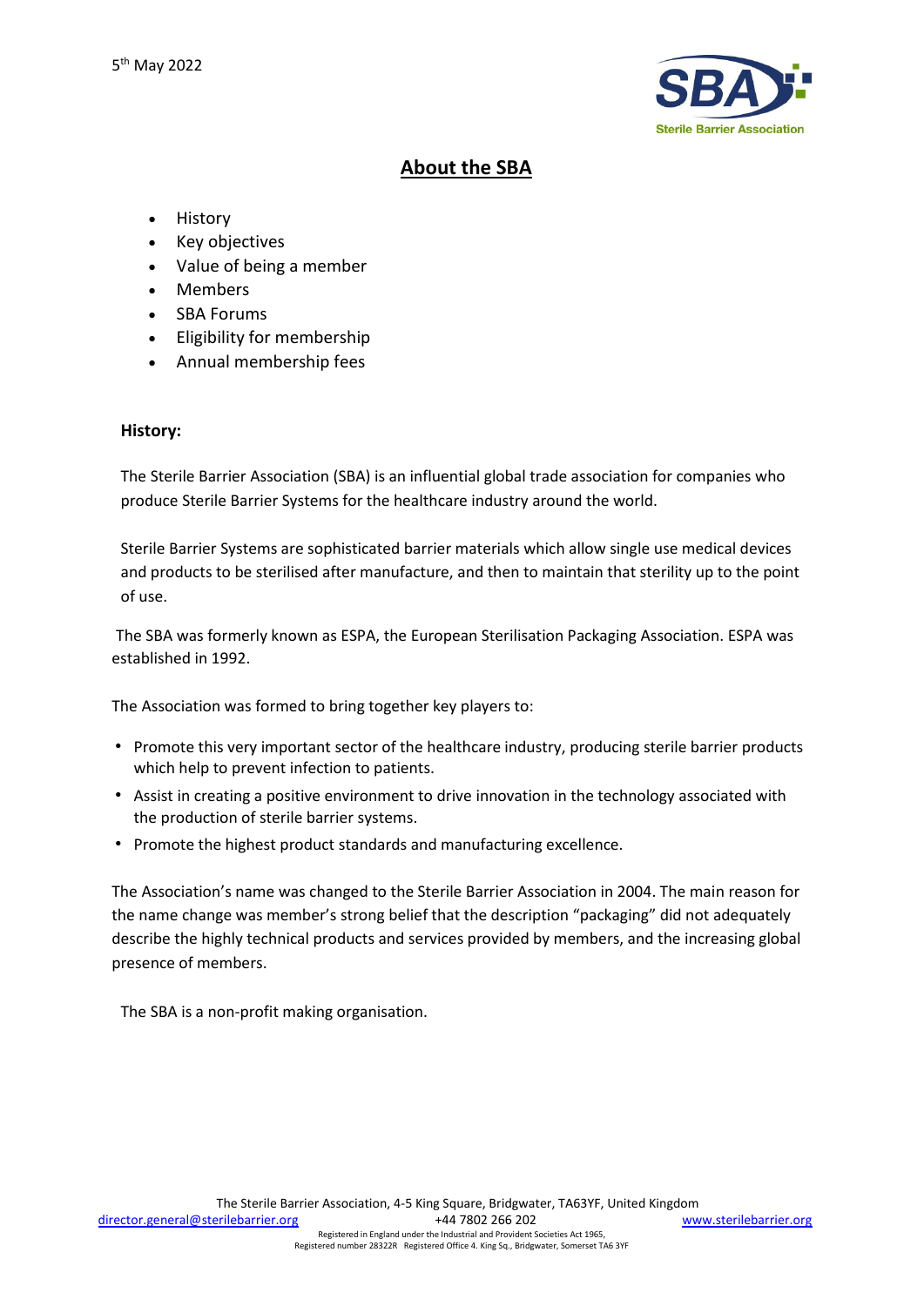5th May 2022

# About the SBA

- History
- Key objectives
- Value of being a member
- Members
- SBA Forums
- Eligibility for membership
- Annual membership fees

**History:**

The Sterile Barrier Association (SBA) is an influential global trade association for companies who produce Sterile Barrier Systems for the healthcare industry around the world.

Sterile Barrier Systems are sophisticated barrier materials which allow single use medical devices and products to be sterilised after manufacture, and then to maintain that sterility up to the point of use.

The SBA was formerly known as ESPA, the European Sterilisation Packaging Association. ESPA was established in 1992.

The Association was formed to bring together key players to:

- Promote this very important sector of the healthcare industry, producing sterile barrier products which help to prevent infection to patients.
- Assist in creating a positive environment to drive innovation in the technology associated with the production of sterile barrier systems.
- Promote the highest product standards and manufacturing excellence.

The Association's name was changed to the Sterile Barrier Association in 2004. The main reason for the name change was member's strong belief that the description "packaging" did not adequately describe the highly technical products and services provided by members, and the increasing global presence of members.

The SBA is a non-profit making organisation.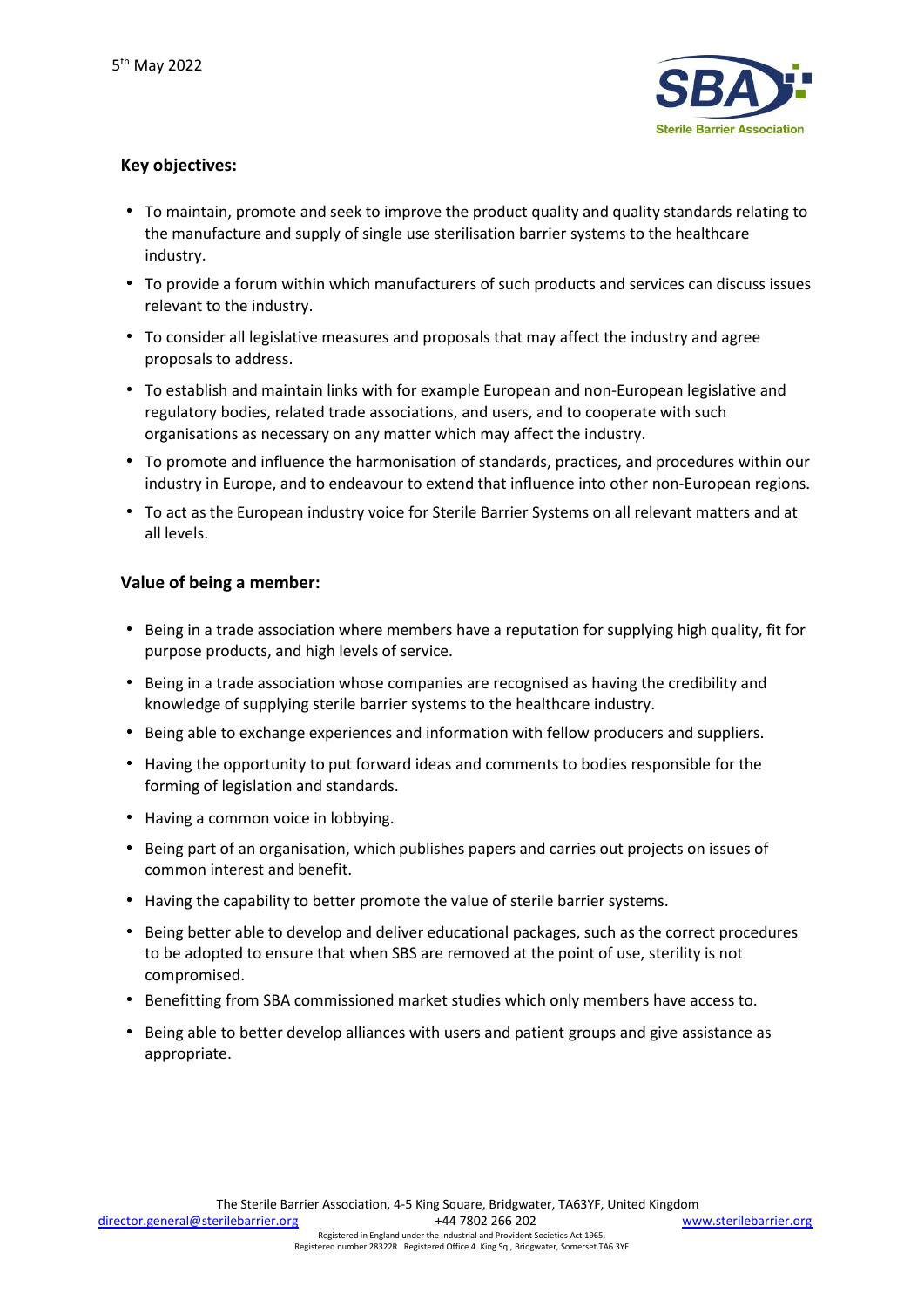5th May 2022

### Key objectives:

- To maintain, promote and seek to improve the product quality and quality standards relating to the manufacture and supply of single use sterilisation barrier systems to the healthcare industry.
- To provide a forum within which manufacturers of such products and services can discuss issues relevant to the industry.
- To consider all legislative measures and proposals that may affect the industry and agree proposals to address.
- To establish and maintain links with for example European and non-European legislative and regulatory bodies, related trade associations, and users, and to cooperate with such organisations as necessary on any matter which may affect the industry.
- To promote and influence the harmonisation of standards, practices, and procedures within our industry in Europe, and to endeavour to extend that influence into other non-European regions.
- To act as the European industry voice for Sterile Barrier Systems on all relevant matters and at all levels.

### Value of being a member:

- Being in a trade association where members have a reputation for supplying high quality, fit for purpose products, and high levels of service.
- Being in a trade association whose companies are recognised as having the credibility and knowledge of supplying sterile barrier systems to the healthcare industry.
- Being able to exchange experiences and information with fellow producers and suppliers.
- Having the opportunity to put forward ideas and comments to bodies responsible for the forming of legislation and standards.
- Having a common voice in lobbying.
- Being part of an organisation, which publishes papers and carries out projects on issues of common interest and benefit.
- Having the capability to better promote the value of sterile barrier systems.
- Being better able to develop and deliver educational packages, such as the correct procedures to be adopted to ensure that when SBS are removed at the point of use, sterility is not compromised.
- Benefitting from SBA commissioned market studies which only members have access to.
- Being able to better develop alliances with users and patient groups and give assistance as appropriate.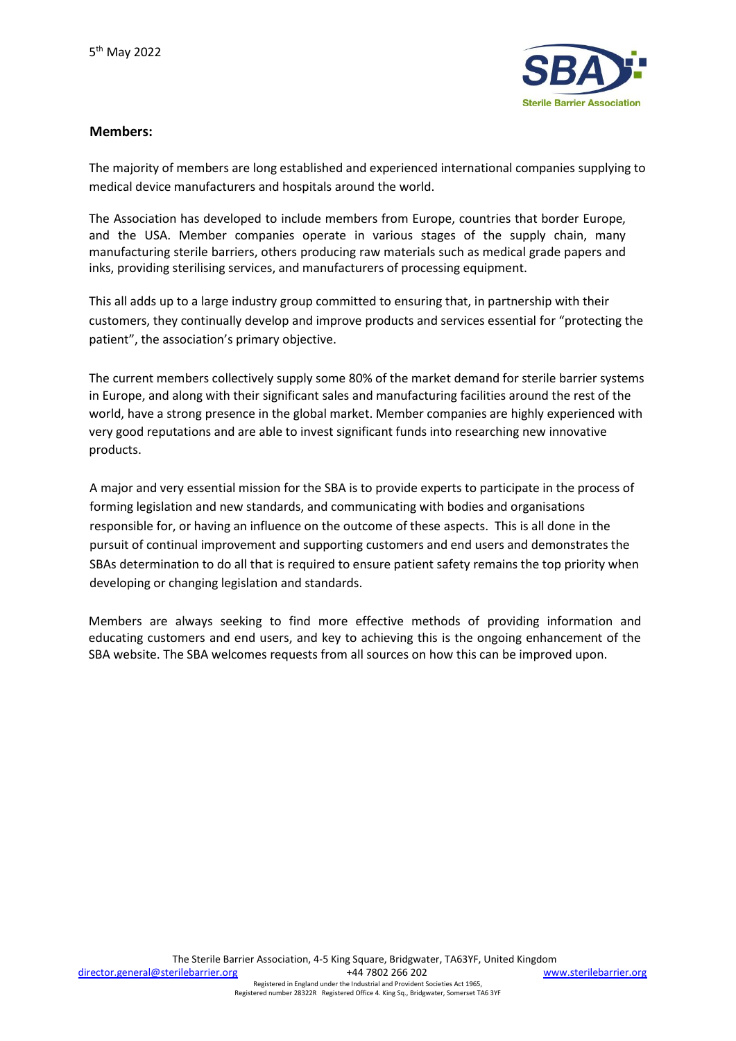5th May 2022

**Members:**

The majority of members are long established and experienced international companies supplying to medical device manufacturers and hospitals around the world.

The Association has developed to include members from Europe, countries that border Europe, and the USA. Member companies operate in various stages of the supply chain, many manufacturing sterile barriers, others producing raw materials such as medical grade papers and inks, providing sterilising services, and manufacturers of processing equipment.

This all adds up to a large industry group committed to ensuring that, in partnership with their customers, they continually develop and improve products and services essential for "protecting the patient", the association's primary objective.

The current members collectively supply some 80% of the market demand for sterile barrier systems in Europe, and along with their significant sales and manufacturing facilities around the rest of the world, have a strong presence in the global market. Member companies are highly experienced with very good reputations and are able to invest significant funds into researching new innovative products.

A major and very essential mission for the SBA is to provide experts to participate in the process of forming legislation and new standards, and communicating with bodies and organisations responsible for, or having an influence on the outcome of these aspects. This is all done in the pursuit of continual improvement and supporting customers and end users and demonstrates the SBAs determination to do all that is required to ensure patient safety remains the top priority when developing or changing legislation and standards.

Members are always seeking to find more effective methods of providing information and educating customers and end users, and key to achieving this is the ongoing enhancement of the SBA website. The SBA welcomes requests from all sources on how this can be improved upon.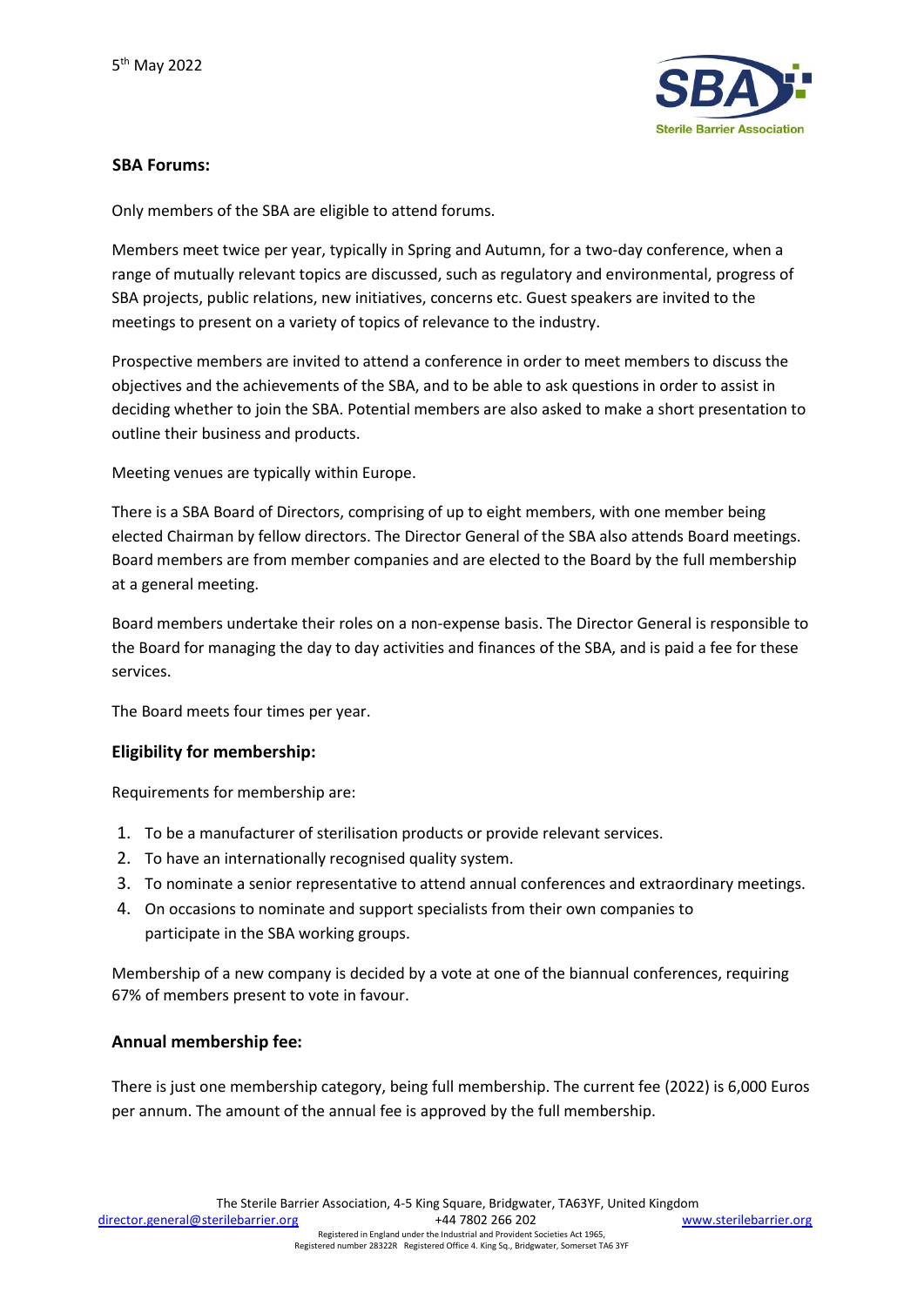5th May 2022

## SBA Forums:

Only members of the SBA are eligible to attend forums.

Members meet twice per year, typically in Spring and Autumn, for a two-day conference, when a range of mutually relevant topics are discussed, such as regulatory and environmental, progress of SBA projects, public relations, new initiatives, concerns etc. Guest speakers are invited to the meetings to present on a variety of topics of relevance to the industry.

Prospective members are invited to attend a conference in order to meet members to discuss the objectives and the achievements of the SBA, and to be able to ask questions in order to assist in deciding whether to join the SBA. Potential members are also asked to make a short presentation to outline their business and products.

Meeting venues are typically within Europe.

There is a SBA Board of Directors, comprising of up to eight members, with one member being elected Chairman by fellow directors. The Director General of the SBA also attends Board meetings. Board members are from member companies and are elected to the Board by the full membership at a general meeting.

Board members undertake their roles on a non-expense basis. The Director General is responsible to the Board for managing the day to day activities and finances of the SBA, and is paid a fee for these services.

The Board meets four times per year.

## Eligibility for membership:

Requirements for membership are:

1. To be a manufacturer of sterilisation products or provide relevant services.
2. To have an internationally recognised quality system.
3. To nominate a senior representative to attend annual conferences and extraordinary meetings.
4. On occasions to nominate and support specialists from their own companies to participate in the SBA working groups.

Membership of a new company is decided by a vote at one of the biannual conferences, requiring 67% of members present to vote in favour.

## Annual membership fee:

There is just one membership category, being full membership. The current fee (2022) is 6,000 Euros per annum. The amount of the annual fee is approved by the full membership.

The Sterile Barrier Association, 4-5 King Square, Bridgwater, TA63YF, United Kingdom
director.general@sterilebarrier.org +44 7802 266 202 www.sterilebarrier.org
Registered in England under the Industrial and Provident Societies Act 1965,
Registered number 28322R Registered Office 4. King Sq., Bridgwater, Somerset TA6 3YF